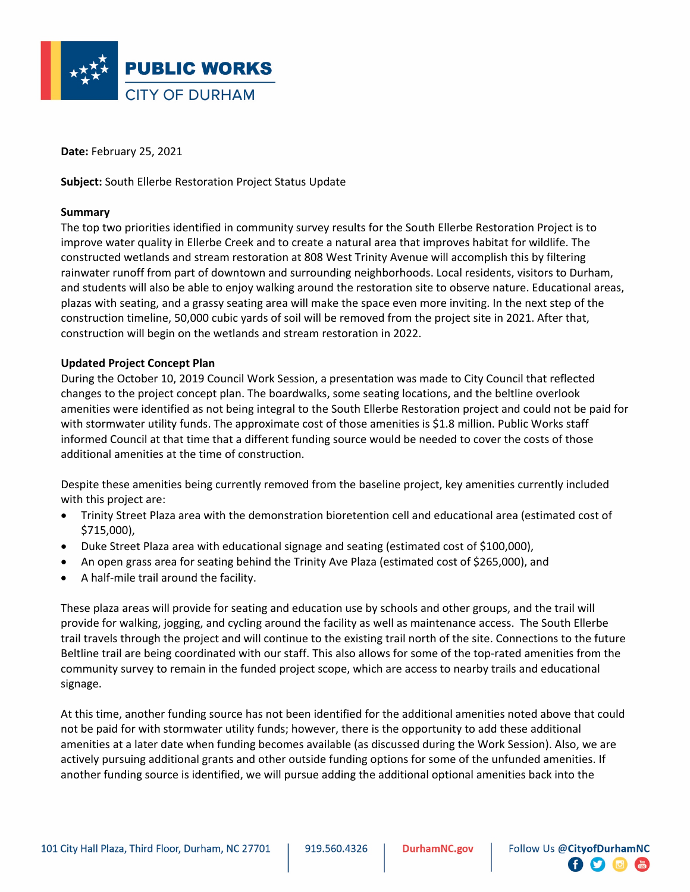# PUBLIC WORKS
## CITY OF DURHAM

**Date:** February 25, 2021

**Subject:** South Ellerbe Restoration Project Status Update

**Summary**

The top two priorities identified in community survey results for the South Ellerbe Restoration Project is to improve water quality in Ellerbe Creek and to create a natural area that improves habitat for wildlife. The constructed wetlands and stream restoration at 808 West Trinity Avenue will accomplish this by filtering rainwater runoff from part of downtown and surrounding neighborhoods. Local residents, visitors to Durham, and students will also be able to enjoy walking around the restoration site to observe nature. Educational areas, plazas with seating, and a grassy seating area will make the space even more inviting. In the next step of the construction timeline, 50,000 cubic yards of soil will be removed from the project site in 2021. After that, construction will begin on the wetlands and stream restoration in 2022.

**Updated Project Concept Plan**

During the October 10, 2019 Council Work Session, a presentation was made to City Council that reflected changes to the project concept plan. The boardwalks, some seating locations, and the beltline overlook amenities were identified as not being integral to the South Ellerbe Restoration project and could not be paid for with stormwater utility funds. The approximate cost of those amenities is $1.8 million. Public Works staff informed Council at that time that a different funding source would be needed to cover the costs of those additional amenities at the time of construction.

Despite these amenities being currently removed from the baseline project, key amenities currently included with this project are:

- Trinity Street Plaza area with the demonstration bioretention cell and educational area (estimated cost of $715,000),
- Duke Street Plaza area with educational signage and seating (estimated cost of $100,000),
- An open grass area for seating behind the Trinity Ave Plaza (estimated cost of $265,000), and
- A half-mile trail around the facility.

These plaza areas will provide for seating and education use by schools and other groups, and the trail will provide for walking, jogging, and cycling around the facility as well as maintenance access. The South Ellerbe trail travels through the project and will continue to the existing trail north of the site. Connections to the future Beltline trail are being coordinated with our staff. This also allows for some of the top-rated amenities from the community survey to remain in the funded project scope, which are access to nearby trails and educational signage.

At this time, another funding source has not been identified for the additional amenities noted above that could not be paid for with stormwater utility funds; however, there is the opportunity to add these additional amenities at a later date when funding becomes available (as discussed during the Work Session). Also, we are actively pursuing additional grants and other outside funding options for some of the unfunded amenities. If another funding source is identified, we will pursue adding the additional optional amenities back into the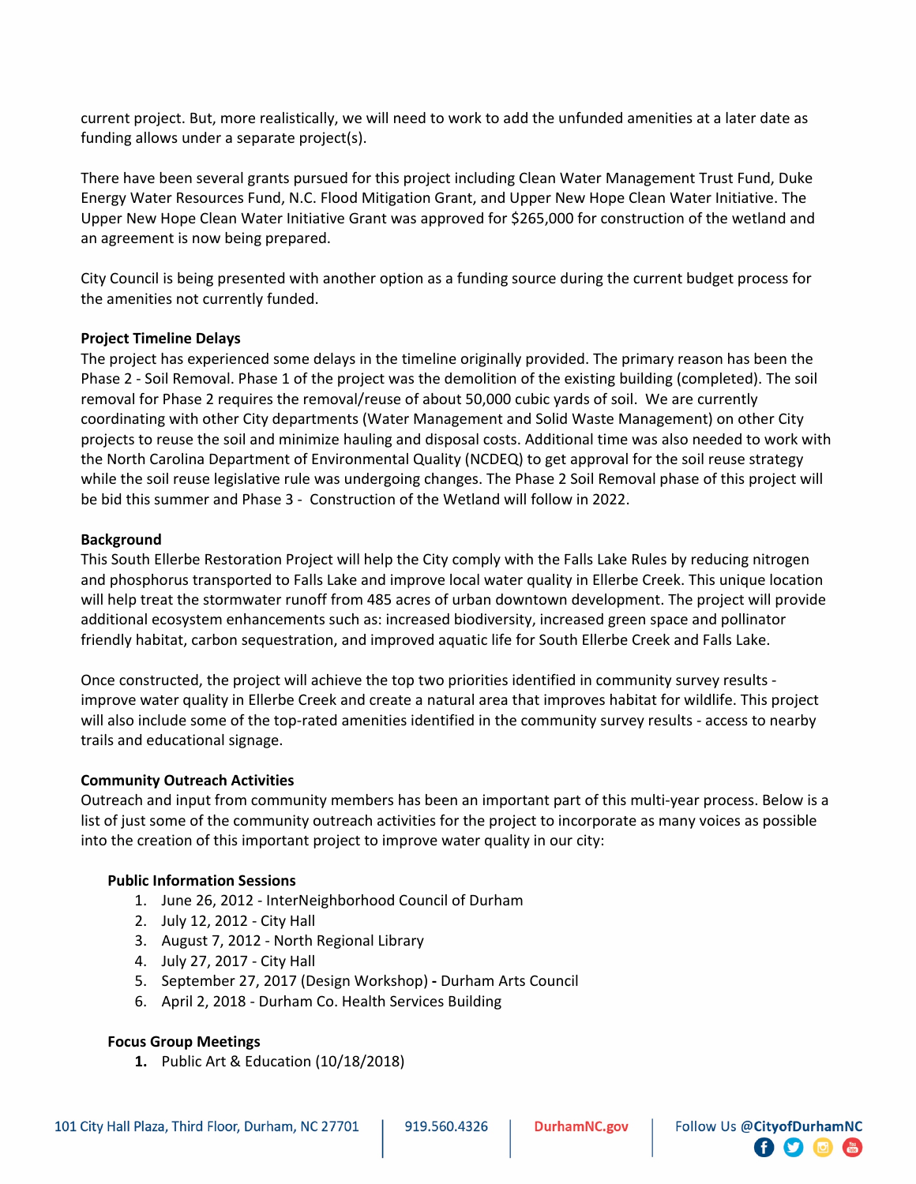current project. But, more realistically, we will need to work to add the unfunded amenities at a later date as funding allows under a separate project(s).

There have been several grants pursued for this project including Clean Water Management Trust Fund, Duke Energy Water Resources Fund, N.C. Flood Mitigation Grant, and Upper New Hope Clean Water Initiative. The Upper New Hope Clean Water Initiative Grant was approved for $265,000 for construction of the wetland and an agreement is now being prepared.

City Council is being presented with another option as a funding source during the current budget process for the amenities not currently funded.

**Project Timeline Delays**

The project has experienced some delays in the timeline originally provided. The primary reason has been the Phase 2 - Soil Removal. Phase 1 of the project was the demolition of the existing building (completed). The soil removal for Phase 2 requires the removal/reuse of about 50,000 cubic yards of soil. We are currently coordinating with other City departments (Water Management and Solid Waste Management) on other City projects to reuse the soil and minimize hauling and disposal costs. Additional time was also needed to work with the North Carolina Department of Environmental Quality (NCDEQ) to get approval for the soil reuse strategy while the soil reuse legislative rule was undergoing changes. The Phase 2 Soil Removal phase of this project will be bid this summer and Phase 3 - Construction of the Wetland will follow in 2022.

**Background**

This South Ellerbe Restoration Project will help the City comply with the Falls Lake Rules by reducing nitrogen and phosphorus transported to Falls Lake and improve local water quality in Ellerbe Creek. This unique location will help treat the stormwater runoff from 485 acres of urban downtown development. The project will provide additional ecosystem enhancements such as: increased biodiversity, increased green space and pollinator friendly habitat, carbon sequestration, and improved aquatic life for South Ellerbe Creek and Falls Lake.

Once constructed, the project will achieve the top two priorities identified in community survey results - improve water quality in Ellerbe Creek and create a natural area that improves habitat for wildlife. This project will also include some of the top-rated amenities identified in the community survey results - access to nearby trails and educational signage.

**Community Outreach Activities**

Outreach and input from community members has been an important part of this multi-year process. Below is a list of just some of the community outreach activities for the project to incorporate as many voices as possible into the creation of this important project to improve water quality in our city:

**Public Information Sessions**

1. June 26, 2012 - InterNeighborhood Council of Durham
2. July 12, 2012 - City Hall
3. August 7, 2012 - North Regional Library
4. July 27, 2017 - City Hall
5. September 27, 2017 (Design Workshop) **-** Durham Arts Council
6. April 2, 2018 - Durham Co. Health Services Building

**Focus Group Meetings**

1. Public Art & Education (10/18/2018)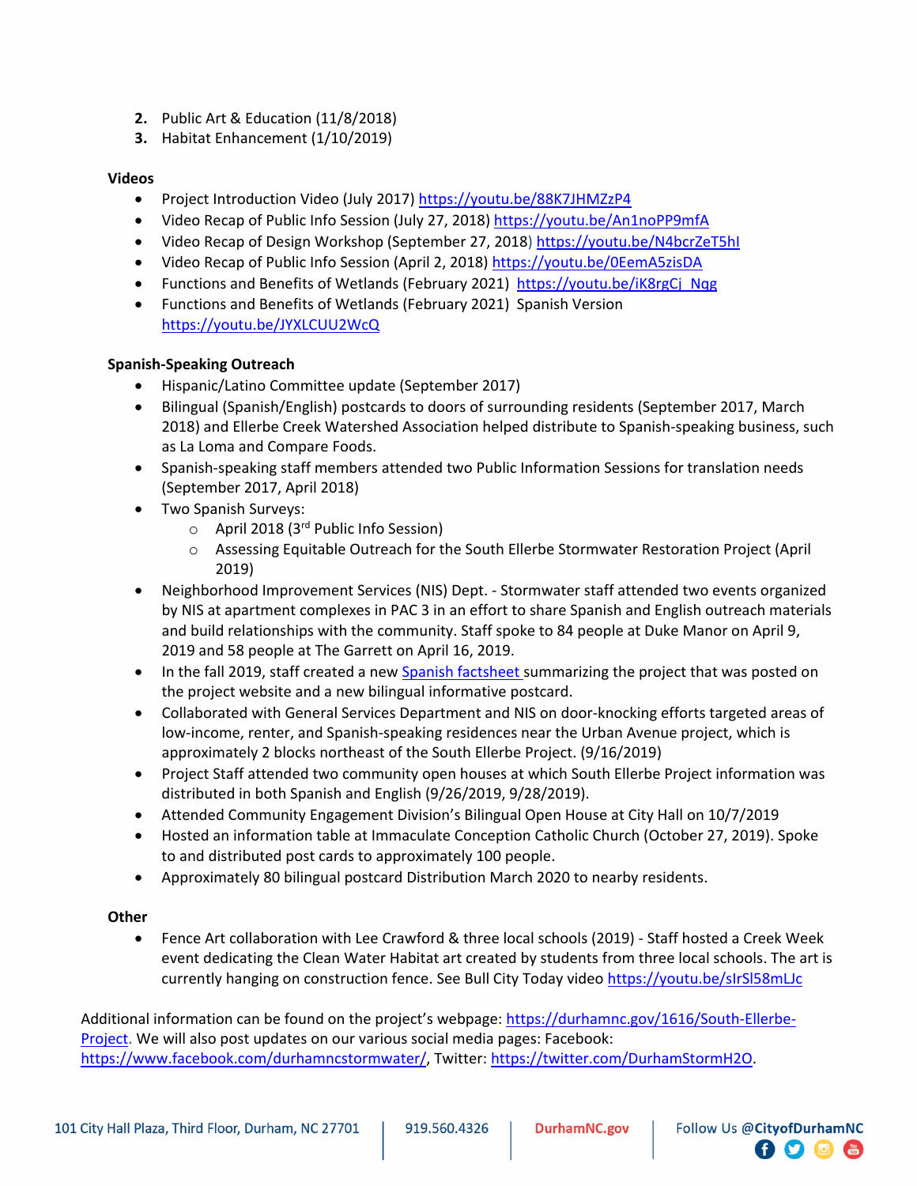2. Public Art & Education (11/8/2018)
3. Habitat Enhancement (1/10/2019)

**Videos**

- Project Introduction Video (July 2017) https://youtu.be/88K7JHMZzP4
- Video Recap of Public Info Session (July 27, 2018) https://youtu.be/An1noPP9mfA
- Video Recap of Design Workshop (September 27, 2018) https://youtu.be/N4bcrZeT5hI
- Video Recap of Public Info Session (April 2, 2018) https://youtu.be/0EemA5zisDA
- Functions and Benefits of Wetlands (February 2021) https://youtu.be/iK8rgCj_Nqg
- Functions and Benefits of Wetlands (February 2021) Spanish Version https://youtu.be/JYXLCUU2WcQ

**Spanish-Speaking Outreach**

- Hispanic/Latino Committee update (September 2017)
- Bilingual (Spanish/English) postcards to doors of surrounding residents (September 2017, March 2018) and Ellerbe Creek Watershed Association helped distribute to Spanish-speaking business, such as La Loma and Compare Foods.
- Spanish-speaking staff members attended two Public Information Sessions for translation needs (September 2017, April 2018)
- Two Spanish Surveys:
    - April 2018 (3rd Public Info Session)
    - Assessing Equitable Outreach for the South Ellerbe Stormwater Restoration Project (April 2019)
- Neighborhood Improvement Services (NIS) Dept. - Stormwater staff attended two events organized by NIS at apartment complexes in PAC 3 in an effort to share Spanish and English outreach materials and build relationships with the community. Staff spoke to 84 people at Duke Manor on April 9, 2019 and 58 people at The Garrett on April 16, 2019.
- In the fall 2019, staff created a new Spanish factsheet summarizing the project that was posted on the project website and a new bilingual informative postcard.
- Collaborated with General Services Department and NIS on door-knocking efforts targeted areas of low-income, renter, and Spanish-speaking residences near the Urban Avenue project, which is approximately 2 blocks northeast of the South Ellerbe Project. (9/16/2019)
- Project Staff attended two community open houses at which South Ellerbe Project information was distributed in both Spanish and English (9/26/2019, 9/28/2019).
- Attended Community Engagement Division's Bilingual Open House at City Hall on 10/7/2019
- Hosted an information table at Immaculate Conception Catholic Church (October 27, 2019). Spoke to and distributed post cards to approximately 100 people.
- Approximately 80 bilingual postcard Distribution March 2020 to nearby residents.

**Other**

- Fence Art collaboration with Lee Crawford & three local schools (2019) - Staff hosted a Creek Week event dedicating the Clean Water Habitat art created by students from three local schools. The art is currently hanging on construction fence. See Bull City Today video https://youtu.be/sIrSl58mLJc

Additional information can be found on the project's webpage: https://durhamnc.gov/1616/South-Ellerbe-Project. We will also post updates on our various social media pages: Facebook: https://www.facebook.com/durhamncstormwater/, Twitter: https://twitter.com/DurhamStormH2O.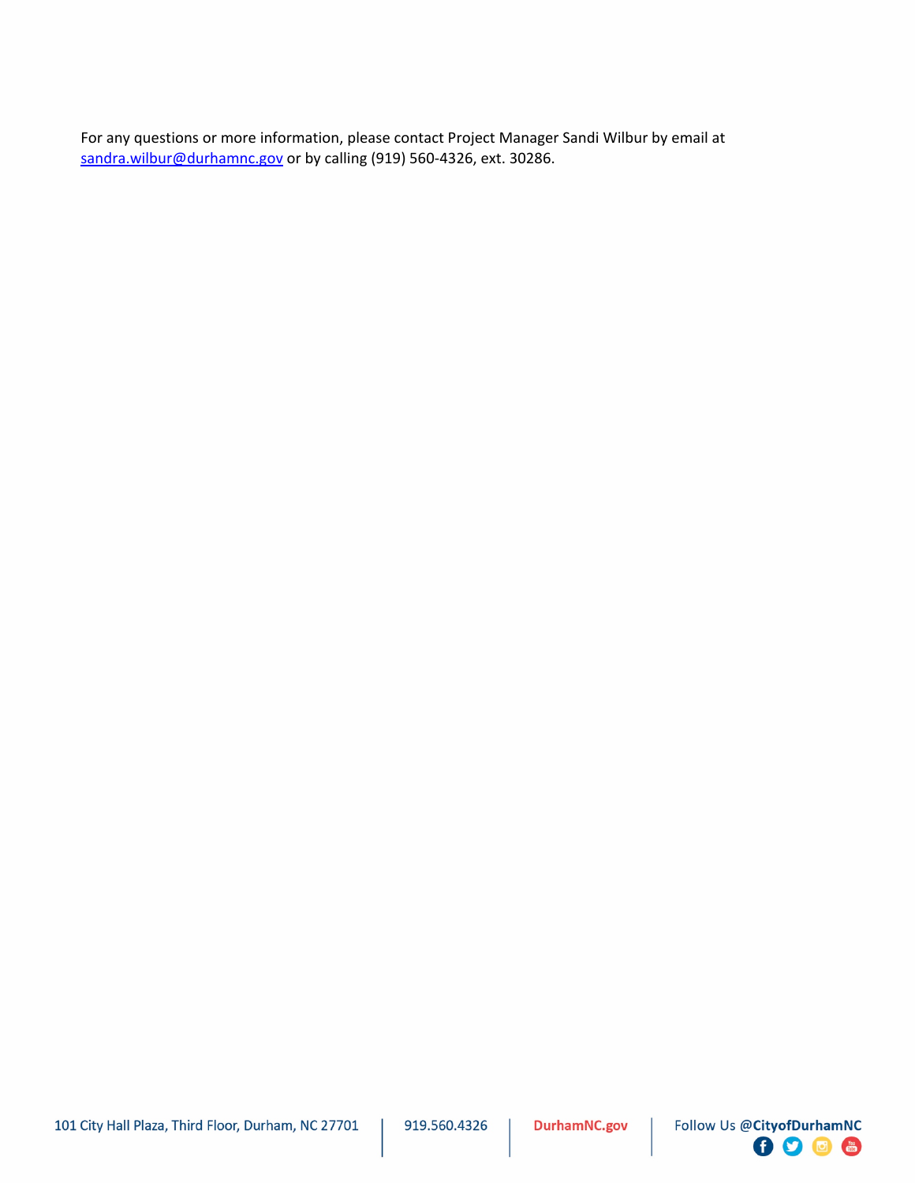For any questions or more information, please contact Project Manager Sandi Wilbur by email at [sandra.wilbur@durhamnc.gov](mailto:sandra.wilbur@durhamnc.gov) or by calling (919) 560-4326, ext. 30286.